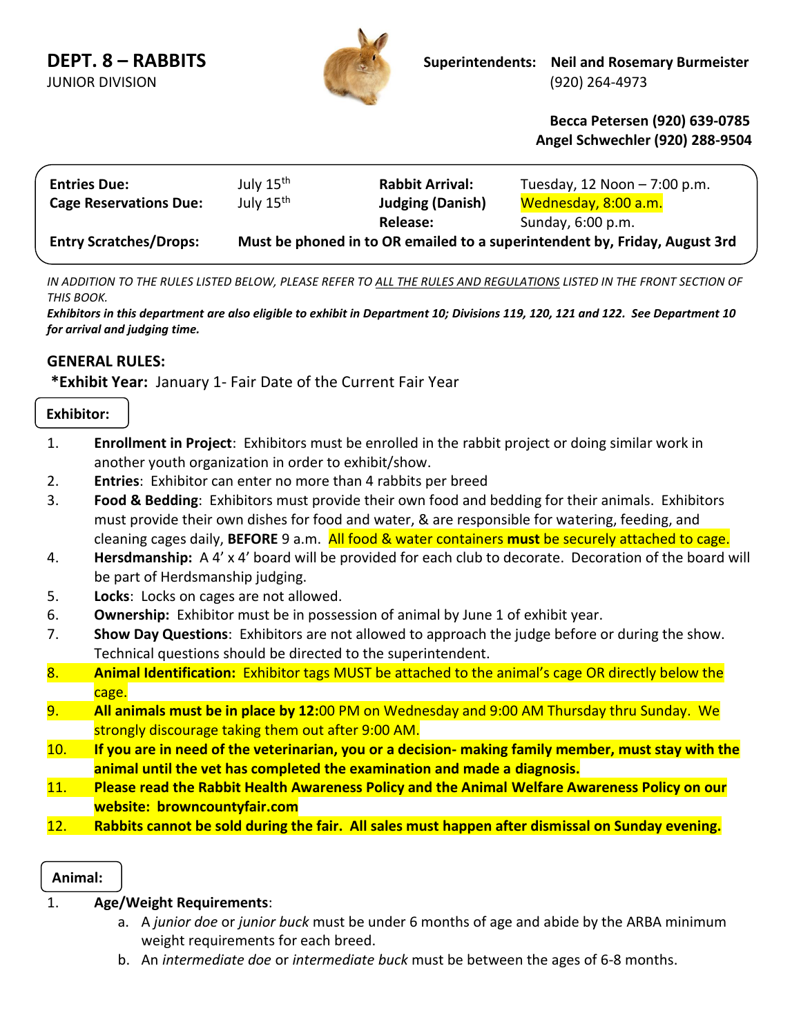# DEPT. 8 – RABBITS

JUNIOR DIVISION

**Superintendents: Neil and Rosemary Burmeister**
(920) 264-4973

**Becca Petersen (920) 639-0785**
**Angel Schwechler (920) 288-9504**

| | | | |
|---|---|---|---|
| **Entries Due:** | July 15th | **Rabbit Arrival:** | Tuesday, 12 Noon – 7:00 p.m. |
| **Cage Reservations Due:** | July 15th | **Judging (Danish)** | Wednesday, 8:00 a.m. |
| | | **Release:** | Sunday, 6:00 p.m. |
| **Entry Scratches/Drops:** | **Must be phoned in to OR emailed to a superintendent by, Friday, August 3rd** | | |

*IN ADDITION TO THE RULES LISTED BELOW, PLEASE REFER TO ALL THE RULES AND REGULATIONS LISTED IN THE FRONT SECTION OF THIS BOOK.*

***Exhibitors in this department are also eligible to exhibit in Department 10; Divisions 119, 120, 121 and 122. See Department 10 for arrival and judging time.***

## GENERAL RULES:

***Exhibit Year:** January 1- Fair Date of the Current Fair Year

### Exhibitor:

1. **Enrollment in Project**: Exhibitors must be enrolled in the rabbit project or doing similar work in another youth organization in order to exhibit/show.
2. **Entries**: Exhibitor can enter no more than 4 rabbits per breed
3. **Food & Bedding**: Exhibitors must provide their own food and bedding for their animals. Exhibitors must provide their own dishes for food and water, & are responsible for watering, feeding, and cleaning cages daily, **BEFORE** 9 a.m. All food & water containers **must** be securely attached to cage.
4. **Hersdmanship:** A 4' x 4' board will be provided for each club to decorate. Decoration of the board will be part of Herdsmanship judging.
5. **Locks**: Locks on cages are not allowed.
6. **Ownership:** Exhibitor must be in possession of animal by June 1 of exhibit year.
7. **Show Day Questions**: Exhibitors are not allowed to approach the judge before or during the show. Technical questions should be directed to the superintendent.
8. **Animal Identification:** Exhibitor tags MUST be attached to the animal's cage OR directly below the cage.
9. **All animals must be in place by 12:**00 PM on Wednesday and 9:00 AM Thursday thru Sunday. We strongly discourage taking them out after 9:00 AM.
10. **If you are in need of the veterinarian, you or a decision- making family member, must stay with the animal until the vet has completed the examination and made a diagnosis.**
11. **Please read the Rabbit Health Awareness Policy and the Animal Welfare Awareness Policy on our website: browncountyfair.com**
12. **Rabbits cannot be sold during the fair. All sales must happen after dismissal on Sunday evening.**

### Animal:

1. **Age/Weight Requirements**:
   a. A *junior doe* or *junior buck* must be under 6 months of age and abide by the ARBA minimum weight requirements for each breed.
   b. An *intermediate doe* or *intermediate buck* must be between the ages of 6-8 months.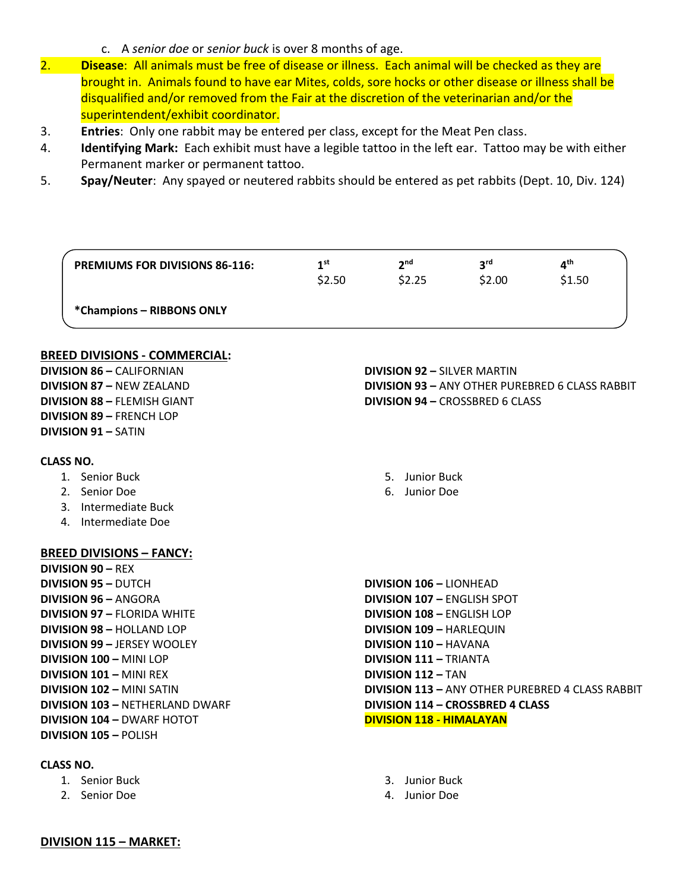c. A *senior doe* or *senior buck* is over 8 months of age.

2. **Disease**: All animals must be free of disease or illness. Each animal will be checked as they are brought in. Animals found to have ear Mites, colds, sore hocks or other disease or illness shall be disqualified and/or removed from the Fair at the discretion of the veterinarian and/or the superintendent/exhibit coordinator.
3. **Entries**: Only one rabbit may be entered per class, except for the Meat Pen class.
4. **Identifying Mark:** Each exhibit must have a legible tattoo in the left ear. Tattoo may be with either Permanent marker or permanent tattoo.
5. **Spay/Neuter**: Any spayed or neutered rabbits should be entered as pet rabbits (Dept. 10, Div. 124)

| **PREMIUMS FOR DIVISIONS 86-116:** | 1st | 2nd | 3rd | 4th |
|---|---|---|---|---|
| | $2.50 | $2.25 | $2.00 | $1.50 |
| ***Champions – RIBBONS ONLY** | | | | |

**BREED DIVISIONS - COMMERCIAL:**

**DIVISION 86 –** CALIFORNIAN
**DIVISION 87 –** NEW ZEALAND
**DIVISION 88 –** FLEMISH GIANT
**DIVISION 89 –** FRENCH LOP
**DIVISION 91 –** SATIN
**DIVISION 92 –** SILVER MARTIN
**DIVISION 93 –** ANY OTHER PUREBRED 6 CLASS RABBIT
**DIVISION 94 –** CROSSBRED 6 CLASS

**CLASS NO.**

1. Senior Buck
2. Senior Doe
3. Intermediate Buck
4. Intermediate Doe
5. Junior Buck
6. Junior Doe

**BREED DIVISIONS – FANCY:**

**DIVISION 90 –** REX
**DIVISION 95 –** DUTCH
**DIVISION 96 –** ANGORA
**DIVISION 97 –** FLORIDA WHITE
**DIVISION 98 –** HOLLAND LOP
**DIVISION 99 –** JERSEY WOOLEY
**DIVISION 100 –** MINI LOP
**DIVISION 101 –** MINI REX
**DIVISION 102 –** MINI SATIN
**DIVISION 103 –** NETHERLAND DWARF
**DIVISION 104 –** DWARF HOTOT
**DIVISION 105 –** POLISH
**DIVISION 106 –** LIONHEAD
**DIVISION 107 –** ENGLISH SPOT
**DIVISION 108 –** ENGLISH LOP
**DIVISION 109 –** HARLEQUIN
**DIVISION 110 –** HAVANA
**DIVISION 111 –** TRIANTA
**DIVISION 112 –** TAN
**DIVISION 113 –** ANY OTHER PUREBRED 4 CLASS RABBIT
**DIVISION 114 – CROSSBRED 4 CLASS**
**DIVISION 118 - HIMALAYAN**

**CLASS NO.**

1. Senior Buck
2. Senior Doe
3. Junior Buck
4. Junior Doe

**DIVISION 115 – MARKET:**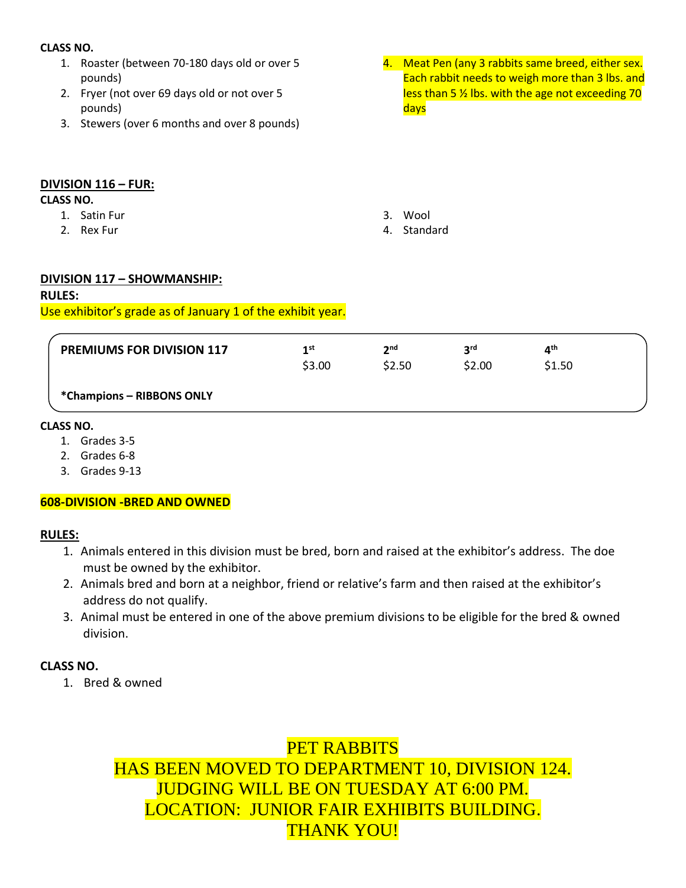**CLASS NO.**

1. Roaster (between 70-180 days old or over 5 pounds)
2. Fryer (not over 69 days old or not over 5 pounds)
3. Stewers (over 6 months and over 8 pounds)
4. Meat Pen (any 3 rabbits same breed, either sex. Each rabbit needs to weigh more than 3 lbs. and less than 5 ½ lbs. with the age not exceeding 70 days

## DIVISION 116 – FUR:

**CLASS NO.**

1. Satin Fur
2. Rex Fur
3. Wool
4. Standard

## DIVISION 117 – SHOWMANSHIP:

**RULES:**

Use exhibitor's grade as of January 1 of the exhibit year.

| PREMIUMS FOR DIVISION 117 | 1st | 2nd | 3rd | 4th |
|---|---|---|---|---|
| | $3.00 | $2.50 | $2.00 | $1.50 |
| ***Champions – RIBBONS ONLY** | | | | |

**CLASS NO.**

1. Grades 3-5
2. Grades 6-8
3. Grades 9-13

## 608-DIVISION -BRED AND OWNED

**RULES:**

1. Animals entered in this division must be bred, born and raised at the exhibitor's address. The doe must be owned by the exhibitor.
2. Animals bred and born at a neighbor, friend or relative's farm and then raised at the exhibitor's address do not qualify.
3. Animal must be entered in one of the above premium divisions to be eligible for the bred & owned division.

**CLASS NO.**

1. Bred & owned

PET RABBITS
HAS BEEN MOVED TO DEPARTMENT 10, DIVISION 124.
JUDGING WILL BE ON TUESDAY AT 6:00 PM.
LOCATION: JUNIOR FAIR EXHIBITS BUILDING.
THANK YOU!